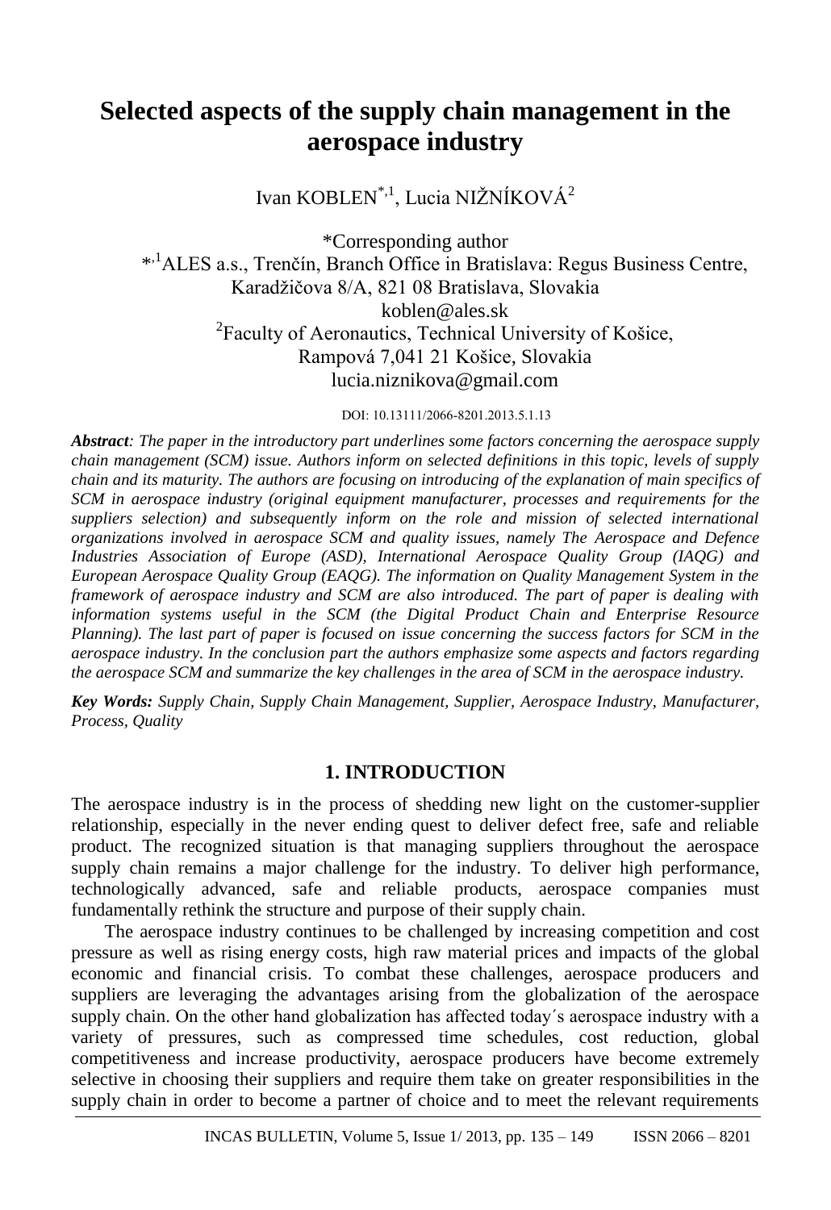# Selected aspects of the supply chain management in the aerospace industry

Ivan KOBLEN[*,1], Lucia NIŽNÍKOVÁ[2]

*Corresponding author
[*,1]ALES a.s., Trenčín, Branch Office in Bratislava: Regus Business Centre, Karadžičova 8/A, 821 08 Bratislava, Slovakia
koblen@ales.sk
[2]Faculty of Aeronautics, Technical University of Košice, Rampová 7,041 21 Košice, Slovakia
lucia.niznikova@gmail.com

DOI: 10.13111/2066-8201.2013.5.1.13

***Abstract****: The paper in the introductory part underlines some factors concerning the aerospace supply chain management (SCM) issue. Authors inform on selected definitions in this topic, levels of supply chain and its maturity. The authors are focusing on introducing of the explanation of main specifics of SCM in aerospace industry (original equipment manufacturer, processes and requirements for the suppliers selection) and subsequently inform on the role and mission of selected international organizations involved in aerospace SCM and quality issues, namely The Aerospace and Defence Industries Association of Europe (ASD), International Aerospace Quality Group (IAQG) and European Aerospace Quality Group (EAQG). The information on Quality Management System in the framework of aerospace industry and SCM are also introduced. The part of paper is dealing with information systems useful in the SCM (the Digital Product Chain and Enterprise Resource Planning). The last part of paper is focused on issue concerning the success factors for SCM in the aerospace industry. In the conclusion part the authors emphasize some aspects and factors regarding the aerospace SCM and summarize the key challenges in the area of SCM in the aerospace industry.*

***Key Words:*** *Supply Chain, Supply Chain Management, Supplier, Aerospace Industry, Manufacturer, Process, Quality*

## 1. INTRODUCTION

The aerospace industry is in the process of shedding new light on the customer-supplier relationship, especially in the never ending quest to deliver defect free, safe and reliable product. The recognized situation is that managing suppliers throughout the aerospace supply chain remains a major challenge for the industry. To deliver high performance, technologically advanced, safe and reliable products, aerospace companies must fundamentally rethink the structure and purpose of their supply chain.

The aerospace industry continues to be challenged by increasing competition and cost pressure as well as rising energy costs, high raw material prices and impacts of the global economic and financial crisis. To combat these challenges, aerospace producers and suppliers are leveraging the advantages arising from the globalization of the aerospace supply chain. On the other hand globalization has affected today´s aerospace industry with a variety of pressures, such as compressed time schedules, cost reduction, global competitiveness and increase productivity, aerospace producers have become extremely selective in choosing their suppliers and require them take on greater responsibilities in the supply chain in order to become a partner of choice and to meet the relevant requirements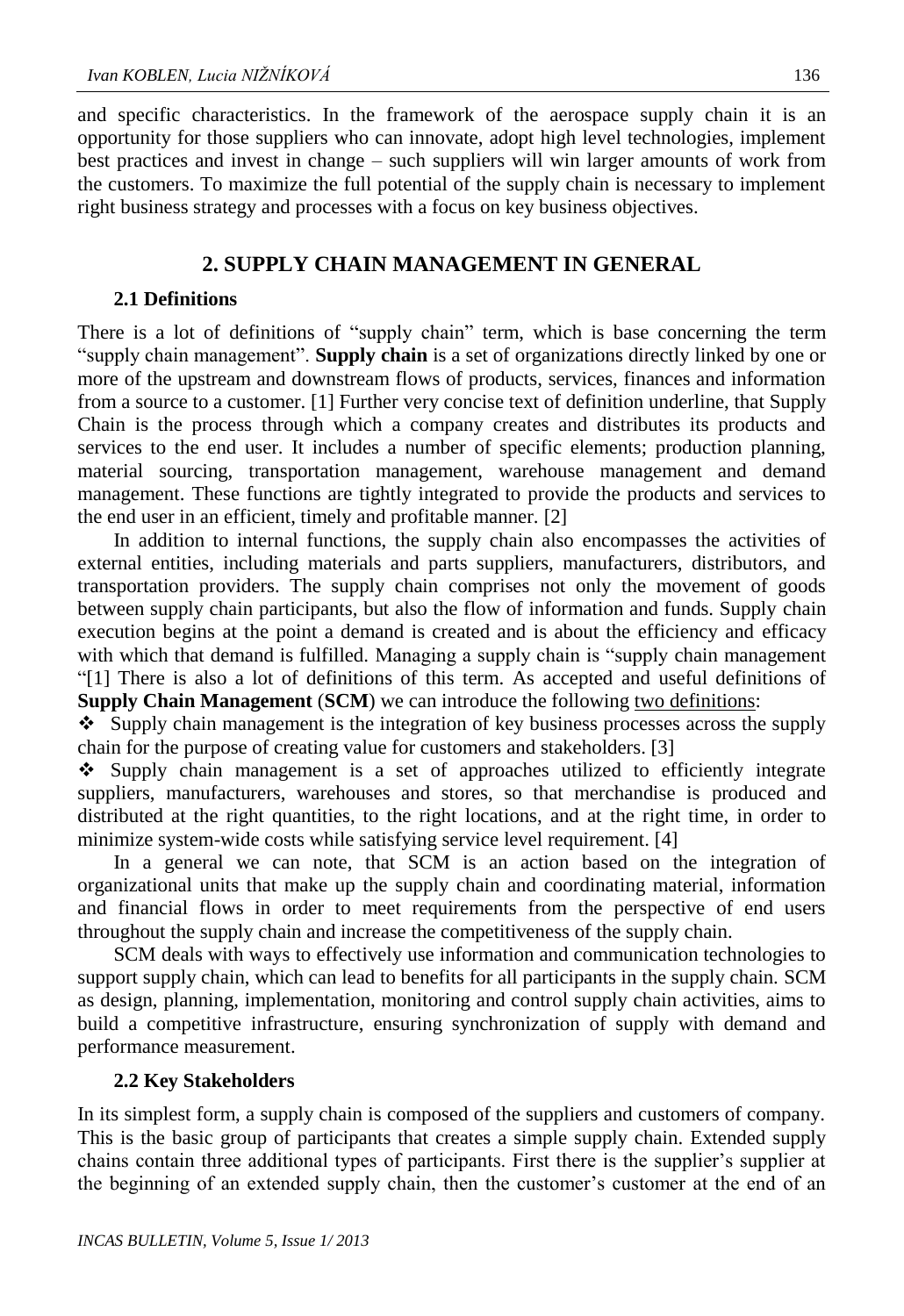and specific characteristics. In the framework of the aerospace supply chain it is an opportunity for those suppliers who can innovate, adopt high level technologies, implement best practices and invest in change – such suppliers will win larger amounts of work from the customers. To maximize the full potential of the supply chain is necessary to implement right business strategy and processes with a focus on key business objectives.

## 2. SUPPLY CHAIN MANAGEMENT IN GENERAL

### 2.1 Definitions

There is a lot of definitions of "supply chain" term, which is base concerning the term "supply chain management". **Supply chain** is a set of organizations directly linked by one or more of the upstream and downstream flows of products, services, finances and information from a source to a customer. [1] Further very concise text of definition underline, that Supply Chain is the process through which a company creates and distributes its products and services to the end user. It includes a number of specific elements; production planning, material sourcing, transportation management, warehouse management and demand management. These functions are tightly integrated to provide the products and services to the end user in an efficient, timely and profitable manner. [2]

In addition to internal functions, the supply chain also encompasses the activities of external entities, including materials and parts suppliers, manufacturers, distributors, and transportation providers. The supply chain comprises not only the movement of goods between supply chain participants, but also the flow of information and funds. Supply chain execution begins at the point a demand is created and is about the efficiency and efficacy with which that demand is fulfilled. Managing a supply chain is "supply chain management "[1] There is also a lot of definitions of this term. As accepted and useful definitions of **Supply Chain Management** (**SCM**) we can introduce the following <u>two definitions</u>:

- Supply chain management is the integration of key business processes across the supply chain for the purpose of creating value for customers and stakeholders. [3]
- Supply chain management is a set of approaches utilized to efficiently integrate suppliers, manufacturers, warehouses and stores, so that merchandise is produced and distributed at the right quantities, to the right locations, and at the right time, in order to minimize system-wide costs while satisfying service level requirement. [4]

In a general we can note, that SCM is an action based on the integration of organizational units that make up the supply chain and coordinating material, information and financial flows in order to meet requirements from the perspective of end users throughout the supply chain and increase the competitiveness of the supply chain.

SCM deals with ways to effectively use information and communication technologies to support supply chain, which can lead to benefits for all participants in the supply chain. SCM as design, planning, implementation, monitoring and control supply chain activities, aims to build a competitive infrastructure, ensuring synchronization of supply with demand and performance measurement.

### 2.2 Key Stakeholders

In its simplest form, a supply chain is composed of the suppliers and customers of company. This is the basic group of participants that creates a simple supply chain. Extended supply chains contain three additional types of participants. First there is the supplier's supplier at the beginning of an extended supply chain, then the customer's customer at the end of an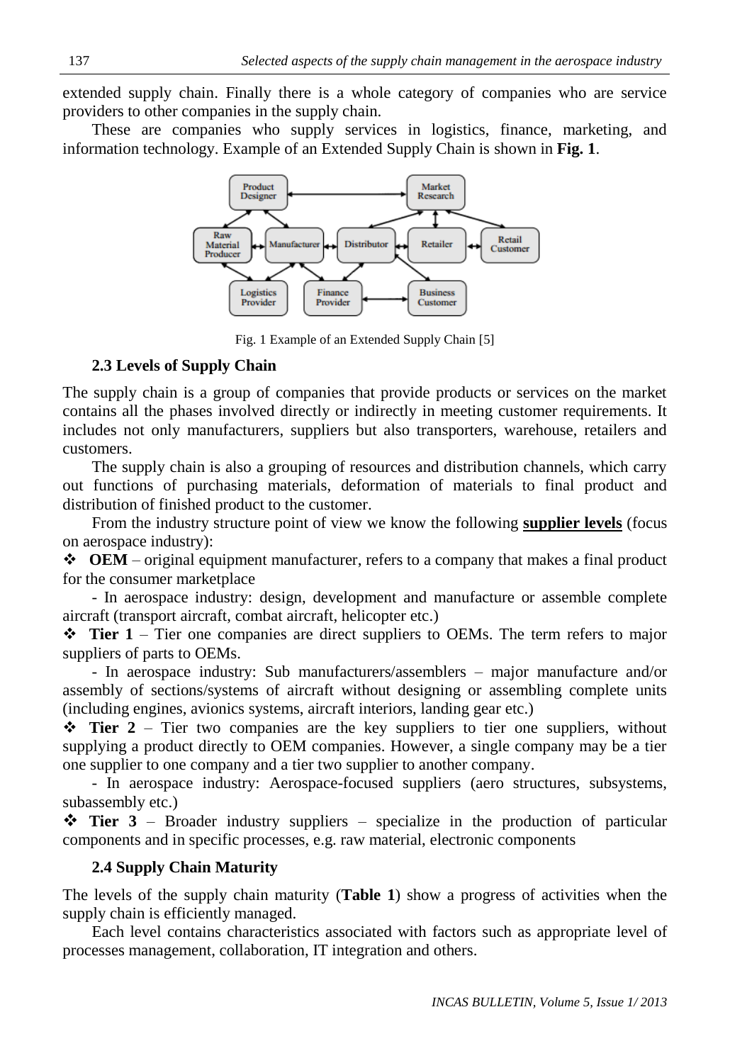extended supply chain. Finally there is a whole category of companies who are service providers to other companies in the supply chain.

These are companies who supply services in logistics, finance, marketing, and information technology. Example of an Extended Supply Chain is shown in **Fig. 1**.

Fig. 1 Example of an Extended Supply Chain [5]

### 2.3 Levels of Supply Chain

The supply chain is a group of companies that provide products or services on the market contains all the phases involved directly or indirectly in meeting customer requirements. It includes not only manufacturers, suppliers but also transporters, warehouse, retailers and customers.

The supply chain is also a grouping of resources and distribution channels, which carry out functions of purchasing materials, deformation of materials to final product and distribution of finished product to the customer.

From the industry structure point of view we know the following **supplier levels** (focus on aerospace industry):

- **OEM** – original equipment manufacturer, refers to a company that makes a final product for the consumer marketplace

  - In aerospace industry: design, development and manufacture or assemble complete aircraft (transport aircraft, combat aircraft, helicopter etc.)

- **Tier 1** – Tier one companies are direct suppliers to OEMs. The term refers to major suppliers of parts to OEMs.

  - In aerospace industry: Sub manufacturers/assemblers – major manufacture and/or assembly of sections/systems of aircraft without designing or assembling complete units (including engines, avionics systems, aircraft interiors, landing gear etc.)

- **Tier 2** – Tier two companies are the key suppliers to tier one suppliers, without supplying a product directly to OEM companies. However, a single company may be a tier one supplier to one company and a tier two supplier to another company.

  - In aerospace industry: Aerospace-focused suppliers (aero structures, subsystems, subassembly etc.)

- **Tier 3** – Broader industry suppliers – specialize in the production of particular components and in specific processes, e.g. raw material, electronic components

### 2.4 Supply Chain Maturity

The levels of the supply chain maturity (**Table 1**) show a progress of activities when the supply chain is efficiently managed.

Each level contains characteristics associated with factors such as appropriate level of processes management, collaboration, IT integration and others.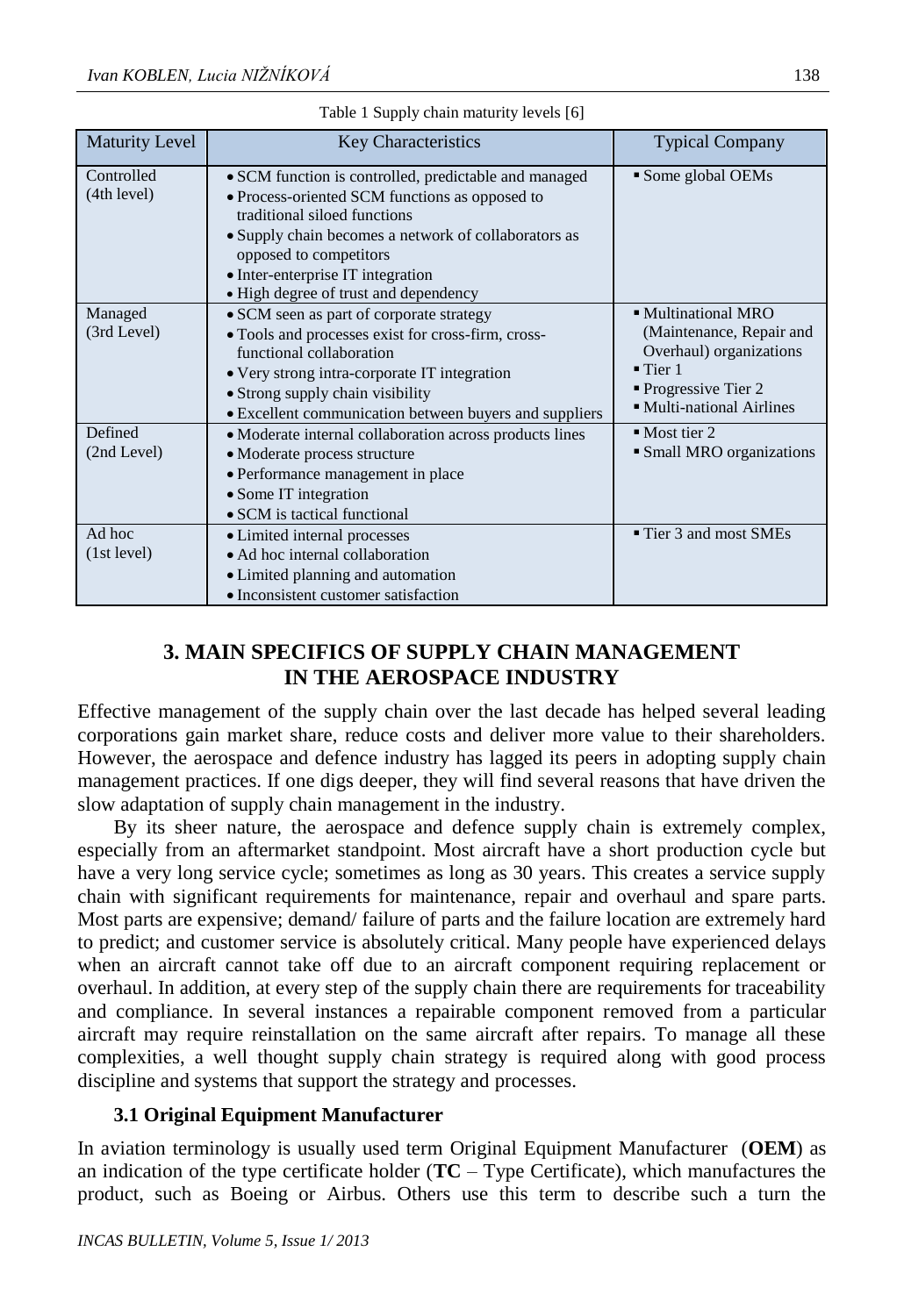Table 1 Supply chain maturity levels [6]

| Maturity Level | Key Characteristics | Typical Company |
|---|---|---|
| Controlled (4th level) | • SCM function is controlled, predictable and managed<br>• Process-oriented SCM functions as opposed to traditional siloed functions<br>• Supply chain becomes a network of collaborators as opposed to competitors<br>• Inter-enterprise IT integration<br>• High degree of trust and dependency | ▪ Some global OEMs |
| Managed (3rd Level) | • SCM seen as part of corporate strategy<br>• Tools and processes exist for cross-firm, cross-functional collaboration<br>• Very strong intra-corporate IT integration<br>• Strong supply chain visibility<br>• Excellent communication between buyers and suppliers | ▪ Multinational MRO (Maintenance, Repair and Overhaul) organizations<br>▪ Tier 1<br>▪ Progressive Tier 2<br>▪ Multi-national Airlines |
| Defined (2nd Level) | • Moderate internal collaboration across products lines<br>• Moderate process structure<br>• Performance management in place<br>• Some IT integration<br>• SCM is tactical functional | ▪ Most tier 2<br>▪ Small MRO organizations |
| Ad hoc (1st level) | • Limited internal processes<br>• Ad hoc internal collaboration<br>• Limited planning and automation<br>• Inconsistent customer satisfaction | ▪ Tier 3 and most SMEs |

## 3. MAIN SPECIFICS OF SUPPLY CHAIN MANAGEMENT IN THE AEROSPACE INDUSTRY

Effective management of the supply chain over the last decade has helped several leading corporations gain market share, reduce costs and deliver more value to their shareholders. However, the aerospace and defence industry has lagged its peers in adopting supply chain management practices. If one digs deeper, they will find several reasons that have driven the slow adaptation of supply chain management in the industry.

By its sheer nature, the aerospace and defence supply chain is extremely complex, especially from an aftermarket standpoint. Most aircraft have a short production cycle but have a very long service cycle; sometimes as long as 30 years. This creates a service supply chain with significant requirements for maintenance, repair and overhaul and spare parts. Most parts are expensive; demand/ failure of parts and the failure location are extremely hard to predict; and customer service is absolutely critical. Many people have experienced delays when an aircraft cannot take off due to an aircraft component requiring replacement or overhaul. In addition, at every step of the supply chain there are requirements for traceability and compliance. In several instances a repairable component removed from a particular aircraft may require reinstallation on the same aircraft after repairs. To manage all these complexities, a well thought supply chain strategy is required along with good process discipline and systems that support the strategy and processes.

### 3.1 Original Equipment Manufacturer

In aviation terminology is usually used term Original Equipment Manufacturer (**OEM**) as an indication of the type certificate holder (**TC** – Type Certificate), which manufactures the product, such as Boeing or Airbus. Others use this term to describe such a turn the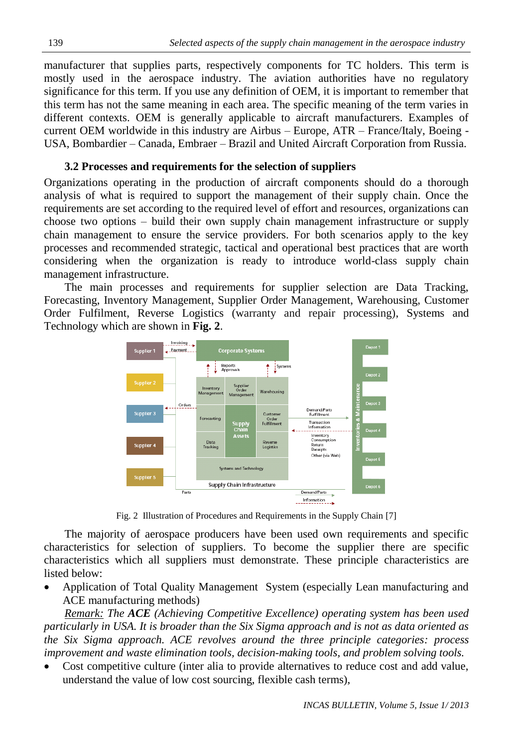manufacturer that supplies parts, respectively components for TC holders. This term is mostly used in the aerospace industry. The aviation authorities have no regulatory significance for this term. If you use any definition of OEM, it is important to remember that this term has not the same meaning in each area. The specific meaning of the term varies in different contexts. OEM is generally applicable to aircraft manufacturers. Examples of current OEM worldwide in this industry are Airbus – Europe, ATR – France/Italy, Boeing - USA, Bombardier – Canada, Embraer – Brazil and United Aircraft Corporation from Russia.

### 3.2 Processes and requirements for the selection of suppliers

Organizations operating in the production of aircraft components should do a thorough analysis of what is required to support the management of their supply chain. Once the requirements are set according to the required level of effort and resources, organizations can choose two options – build their own supply chain management infrastructure or supply chain management to ensure the service providers. For both scenarios apply to the key processes and recommended strategic, tactical and operational best practices that are worth considering when the organization is ready to introduce world-class supply chain management infrastructure.

The main processes and requirements for supplier selection are Data Tracking, Forecasting, Inventory Management, Supplier Order Management, Warehousing, Customer Order Fulfilment, Reverse Logistics (warranty and repair processing), Systems and Technology which are shown in **Fig. 2**.

Fig. 2 Illustration of Procedures and Requirements in the Supply Chain [7]

The majority of aerospace producers have been used own requirements and specific characteristics for selection of suppliers. To become the supplier there are specific characteristics which all suppliers must demonstrate. These principle characteristics are listed below:

- Application of Total Quality Management System (especially Lean manufacturing and ACE manufacturing methods)

*Remark: The **ACE** (Achieving Competitive Excellence) operating system has been used particularly in USA. It is broader than the Six Sigma approach and is not as data oriented as the Six Sigma approach. ACE revolves around the three principle categories: process improvement and waste elimination tools, decision-making tools, and problem solving tools.*

- Cost competitive culture (inter alia to provide alternatives to reduce cost and add value, understand the value of low cost sourcing, flexible cash terms),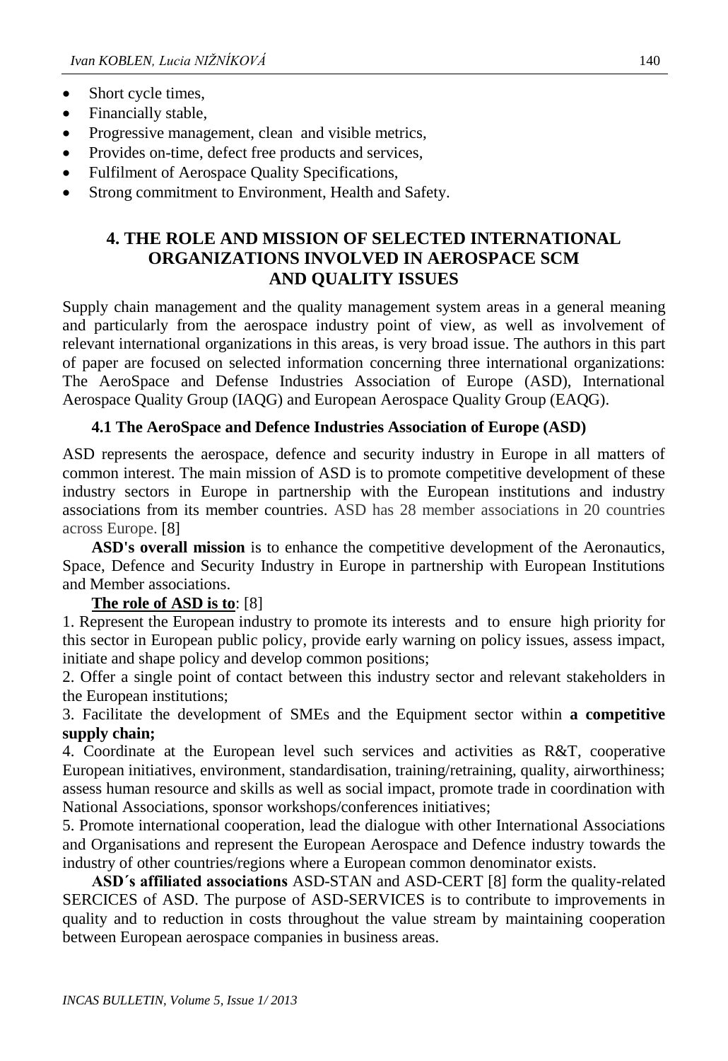- Short cycle times,
- Financially stable,
- Progressive management, clean and visible metrics,
- Provides on-time, defect free products and services,
- Fulfilment of Aerospace Quality Specifications,
- Strong commitment to Environment, Health and Safety.

## 4. THE ROLE AND MISSION OF SELECTED INTERNATIONAL ORGANIZATIONS INVOLVED IN AEROSPACE SCM AND QUALITY ISSUES

Supply chain management and the quality management system areas in a general meaning and particularly from the aerospace industry point of view, as well as involvement of relevant international organizations in this areas, is very broad issue. The authors in this part of paper are focused on selected information concerning three international organizations: The AeroSpace and Defense Industries Association of Europe (ASD), International Aerospace Quality Group (IAQG) and European Aerospace Quality Group (EAQG).

### 4.1 The AeroSpace and Defence Industries Association of Europe (ASD)

ASD represents the aerospace, defence and security industry in Europe in all matters of common interest. The main mission of ASD is to promote competitive development of these industry sectors in Europe in partnership with the European institutions and industry associations from its member countries. ASD has 28 member associations in 20 countries across Europe. [8]

**ASD's overall mission** is to enhance the competitive development of the Aeronautics, Space, Defence and Security Industry in Europe in partnership with European Institutions and Member associations.

**The role of ASD is to**: [8]

1. Represent the European industry to promote its interests and to ensure high priority for this sector in European public policy, provide early warning on policy issues, assess impact, initiate and shape policy and develop common positions;
2. Offer a single point of contact between this industry sector and relevant stakeholders in the European institutions;
3. Facilitate the development of SMEs and the Equipment sector within **a competitive supply chain;**
4. Coordinate at the European level such services and activities as R&T, cooperative European initiatives, environment, standardisation, training/retraining, quality, airworthiness; assess human resource and skills as well as social impact, promote trade in coordination with National Associations, sponsor workshops/conferences initiatives;
5. Promote international cooperation, lead the dialogue with other International Associations and Organisations and represent the European Aerospace and Defence industry towards the industry of other countries/regions where a European common denominator exists.

**ASD´s affiliated associations** ASD-STAN and ASD-CERT [8] form the quality-related SERCICES of ASD. The purpose of ASD-SERVICES is to contribute to improvements in quality and to reduction in costs throughout the value stream by maintaining cooperation between European aerospace companies in business areas.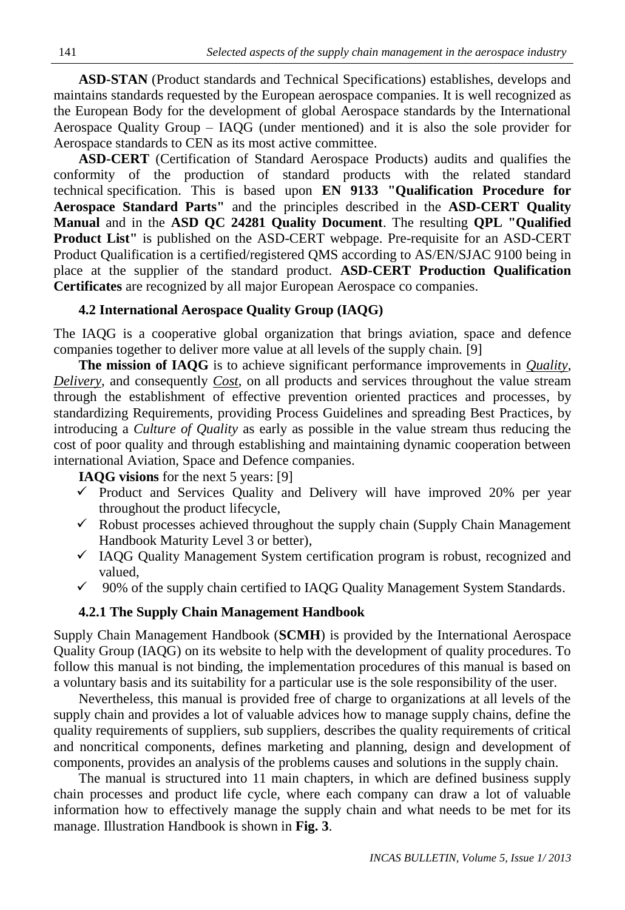**ASD-STAN** (Product standards and Technical Specifications) establishes, develops and maintains standards requested by the European aerospace companies. It is well recognized as the European Body for the development of global Aerospace standards by the International Aerospace Quality Group – IAQG (under mentioned) and it is also the sole provider for Aerospace standards to CEN as its most active committee.

**ASD-CERT** (Certification of Standard Aerospace Products) audits and qualifies the conformity of the production of standard products with the related standard technical specification. This is based upon **EN 9133 "Qualification Procedure for Aerospace Standard Parts"** and the principles described in the **ASD-CERT Quality Manual** and in the **ASD QC 24281 Quality Document**. The resulting **QPL "Qualified Product List"** is published on the ASD-CERT webpage. Pre-requisite for an ASD-CERT Product Qualification is a certified/registered QMS according to AS/EN/SJAC 9100 being in place at the supplier of the standard product. **ASD-CERT Production Qualification Certificates** are recognized by all major European Aerospace co companies.

### 4.2 International Aerospace Quality Group (IAQG)

The IAQG is a cooperative global organization that brings aviation, space and defence companies together to deliver more value at all levels of the supply chain. [9]

**The mission of IAQG** is to achieve significant performance improvements in ***Quality***, ***Delivery***, and consequently ***Cost***, on all products and services throughout the value stream through the establishment of effective prevention oriented practices and processes, by standardizing Requirements, providing Process Guidelines and spreading Best Practices, by introducing a *Culture of Quality* as early as possible in the value stream thus reducing the cost of poor quality and through establishing and maintaining dynamic cooperation between international Aviation, Space and Defence companies.

**IAQG visions** for the next 5 years: [9]

- ✓ Product and Services Quality and Delivery will have improved 20% per year throughout the product lifecycle,
- ✓ Robust processes achieved throughout the supply chain (Supply Chain Management Handbook Maturity Level 3 or better),
- ✓ IAQG Quality Management System certification program is robust, recognized and valued,
- ✓ 90% of the supply chain certified to IAQG Quality Management System Standards.

#### 4.2.1 The Supply Chain Management Handbook

Supply Chain Management Handbook (**SCMH**) is provided by the International Aerospace Quality Group (IAQG) on its website to help with the development of quality procedures. To follow this manual is not binding, the implementation procedures of this manual is based on a voluntary basis and its suitability for a particular use is the sole responsibility of the user.

Nevertheless, this manual is provided free of charge to organizations at all levels of the supply chain and provides a lot of valuable advices how to manage supply chains, define the quality requirements of suppliers, sub suppliers, describes the quality requirements of critical and noncritical components, defines marketing and planning, design and development of components, provides an analysis of the problems causes and solutions in the supply chain.

The manual is structured into 11 main chapters, in which are defined business supply chain processes and product life cycle, where each company can draw a lot of valuable information how to effectively manage the supply chain and what needs to be met for its manage. Illustration Handbook is shown in **Fig. 3**.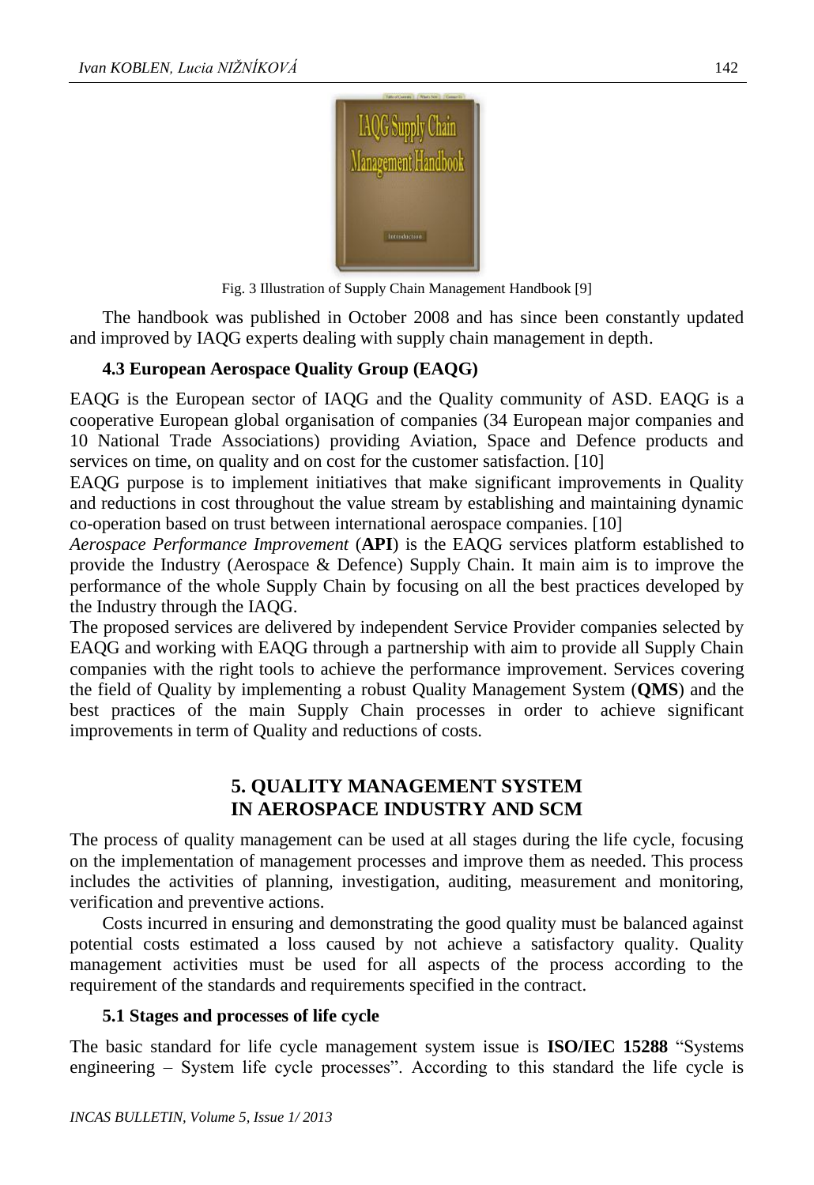Fig. 3 Illustration of Supply Chain Management Handbook [9]

The handbook was published in October 2008 and has since been constantly updated and improved by IAQG experts dealing with supply chain management in depth.

### 4.3 European Aerospace Quality Group (EAQG)

EAQG is the European sector of IAQG and the Quality community of ASD. EAQG is a cooperative European global organisation of companies (34 European major companies and 10 National Trade Associations) providing Aviation, Space and Defence products and services on time, on quality and on cost for the customer satisfaction. [10]

EAQG purpose is to implement initiatives that make significant improvements in Quality and reductions in cost throughout the value stream by establishing and maintaining dynamic co-operation based on trust between international aerospace companies. [10]

*Aerospace Performance Improvement* (**API**) is the EAQG services platform established to provide the Industry (Aerospace & Defence) Supply Chain. It main aim is to improve the performance of the whole Supply Chain by focusing on all the best practices developed by the Industry through the IAQG.

The proposed services are delivered by independent Service Provider companies selected by EAQG and working with EAQG through a partnership with aim to provide all Supply Chain companies with the right tools to achieve the performance improvement. Services covering the field of Quality by implementing a robust Quality Management System (**QMS**) and the best practices of the main Supply Chain processes in order to achieve significant improvements in term of Quality and reductions of costs.

## 5. QUALITY MANAGEMENT SYSTEM IN AEROSPACE INDUSTRY AND SCM

The process of quality management can be used at all stages during the life cycle, focusing on the implementation of management processes and improve them as needed. This process includes the activities of planning, investigation, auditing, measurement and monitoring, verification and preventive actions.

Costs incurred in ensuring and demonstrating the good quality must be balanced against potential costs estimated a loss caused by not achieve a satisfactory quality. Quality management activities must be used for all aspects of the process according to the requirement of the standards and requirements specified in the contract.

### 5.1 Stages and processes of life cycle

The basic standard for life cycle management system issue is **ISO/IEC 15288** "Systems engineering – System life cycle processes". According to this standard the life cycle is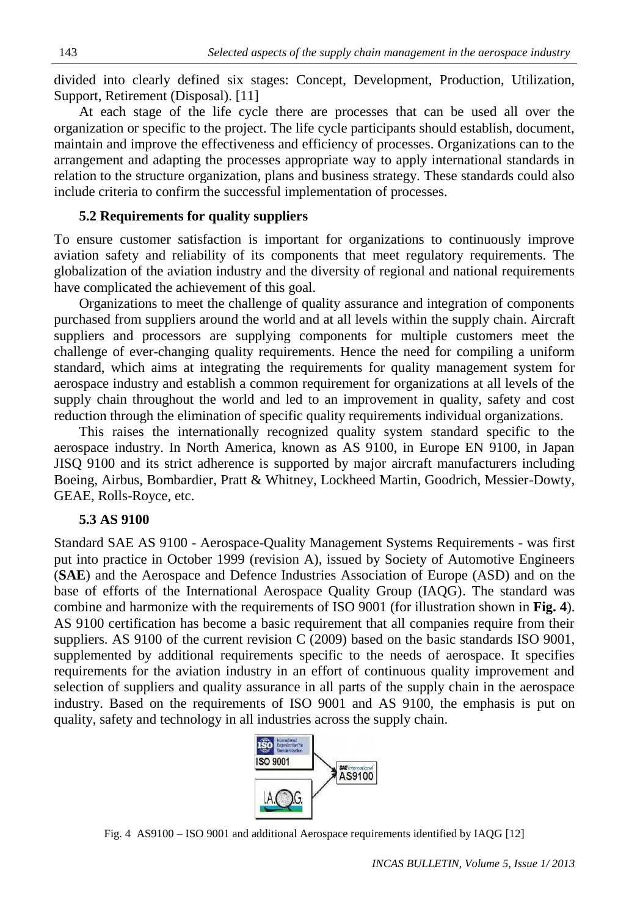divided into clearly defined six stages: Concept, Development, Production, Utilization, Support, Retirement (Disposal). [11]

At each stage of the life cycle there are processes that can be used all over the organization or specific to the project. The life cycle participants should establish, document, maintain and improve the effectiveness and efficiency of processes. Organizations can to the arrangement and adapting the processes appropriate way to apply international standards in relation to the structure organization, plans and business strategy. These standards could also include criteria to confirm the successful implementation of processes.

### 5.2 Requirements for quality suppliers

To ensure customer satisfaction is important for organizations to continuously improve aviation safety and reliability of its components that meet regulatory requirements. The globalization of the aviation industry and the diversity of regional and national requirements have complicated the achievement of this goal.

Organizations to meet the challenge of quality assurance and integration of components purchased from suppliers around the world and at all levels within the supply chain. Aircraft suppliers and processors are supplying components for multiple customers meet the challenge of ever-changing quality requirements. Hence the need for compiling a uniform standard, which aims at integrating the requirements for quality management system for aerospace industry and establish a common requirement for organizations at all levels of the supply chain throughout the world and led to an improvement in quality, safety and cost reduction through the elimination of specific quality requirements individual organizations.

This raises the internationally recognized quality system standard specific to the aerospace industry. In North America, known as AS 9100, in Europe EN 9100, in Japan JISQ 9100 and its strict adherence is supported by major aircraft manufacturers including Boeing, Airbus, Bombardier, Pratt & Whitney, Lockheed Martin, Goodrich, Messier-Dowty, GEAE, Rolls-Royce, etc.

### 5.3 AS 9100

Standard SAE AS 9100 - Aerospace-Quality Management Systems Requirements - was first put into practice in October 1999 (revision A), issued by Society of Automotive Engineers (**SAE**) and the Aerospace and Defence Industries Association of Europe (ASD) and on the base of efforts of the International Aerospace Quality Group (IAQG). The standard was combine and harmonize with the requirements of ISO 9001 (for illustration shown in **Fig. 4**). AS 9100 certification has become a basic requirement that all companies require from their suppliers. AS 9100 of the current revision C (2009) based on the basic standards ISO 9001, supplemented by additional requirements specific to the needs of aerospace. It specifies requirements for the aviation industry in an effort of continuous quality improvement and selection of suppliers and quality assurance in all parts of the supply chain in the aerospace industry. Based on the requirements of ISO 9001 and AS 9100, the emphasis is put on quality, safety and technology in all industries across the supply chain.

Fig. 4 AS9100 – ISO 9001 and additional Aerospace requirements identified by IAQG [12]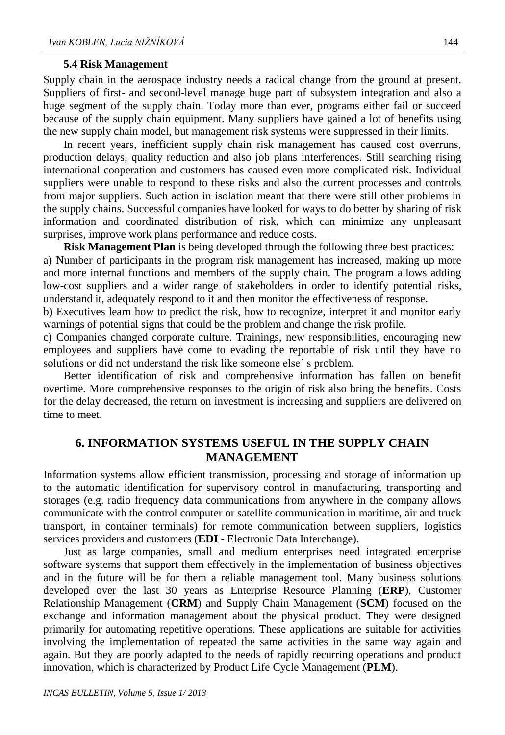### 5.4 Risk Management

Supply chain in the aerospace industry needs a radical change from the ground at present. Suppliers of first- and second-level manage huge part of subsystem integration and also a huge segment of the supply chain. Today more than ever, programs either fail or succeed because of the supply chain equipment. Many suppliers have gained a lot of benefits using the new supply chain model, but management risk systems were suppressed in their limits.

In recent years, inefficient supply chain risk management has caused cost overruns, production delays, quality reduction and also job plans interferences. Still searching rising international cooperation and customers has caused even more complicated risk. Individual suppliers were unable to respond to these risks and also the current processes and controls from major suppliers. Such action in isolation meant that there were still other problems in the supply chains. Successful companies have looked for ways to do better by sharing of risk information and coordinated distribution of risk, which can minimize any unpleasant surprises, improve work plans performance and reduce costs.

**Risk Management Plan** is being developed through the <u>following three best practices</u>:

a) Number of participants in the program risk management has increased, making up more and more internal functions and members of the supply chain. The program allows adding low-cost suppliers and a wider range of stakeholders in order to identify potential risks, understand it, adequately respond to it and then monitor the effectiveness of response.

b) Executives learn how to predict the risk, how to recognize, interpret it and monitor early warnings of potential signs that could be the problem and change the risk profile.

c) Companies changed corporate culture. Trainings, new responsibilities, encouraging new employees and suppliers have come to evading the reportable of risk until they have no solutions or did not understand the risk like someone else´ s problem.

Better identification of risk and comprehensive information has fallen on benefit overtime. More comprehensive responses to the origin of risk also bring the benefits. Costs for the delay decreased, the return on investment is increasing and suppliers are delivered on time to meet.

## 6. INFORMATION SYSTEMS USEFUL IN THE SUPPLY CHAIN MANAGEMENT

Information systems allow efficient transmission, processing and storage of information up to the automatic identification for supervisory control in manufacturing, transporting and storages (e.g. radio frequency data communications from anywhere in the company allows communicate with the control computer or satellite communication in maritime, air and truck transport, in container terminals) for remote communication between suppliers, logistics services providers and customers (**EDI** - Electronic Data Interchange).

Just as large companies, small and medium enterprises need integrated enterprise software systems that support them effectively in the implementation of business objectives and in the future will be for them a reliable management tool. Many business solutions developed over the last 30 years as Enterprise Resource Planning (**ERP**), Customer Relationship Management (**CRM**) and Supply Chain Management (**SCM**) focused on the exchange and information management about the physical product. They were designed primarily for automating repetitive operations. These applications are suitable for activities involving the implementation of repeated the same activities in the same way again and again. But they are poorly adapted to the needs of rapidly recurring operations and product innovation, which is characterized by Product Life Cycle Management (**PLM**).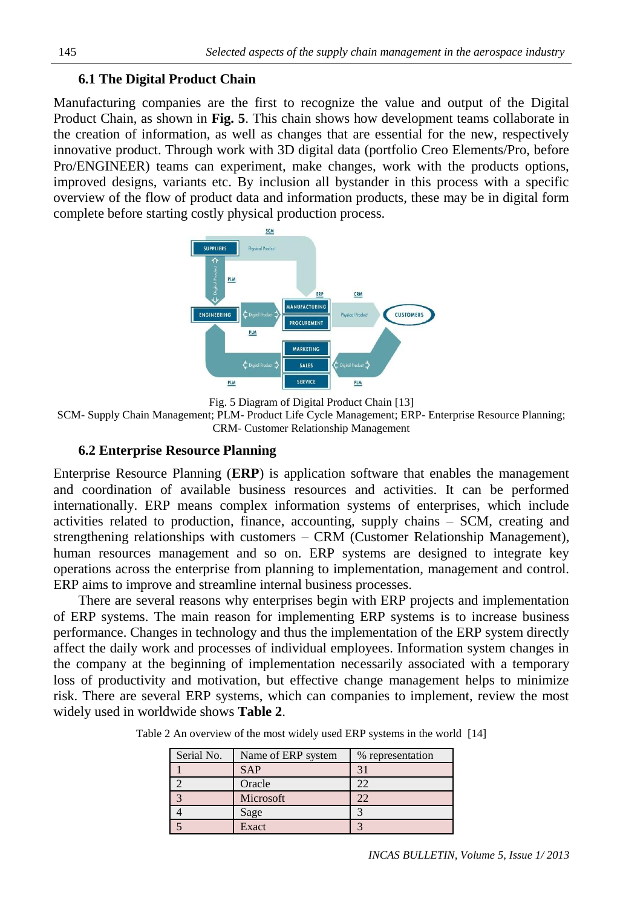### 6.1 The Digital Product Chain

Manufacturing companies are the first to recognize the value and output of the Digital Product Chain, as shown in **Fig. 5**. This chain shows how development teams collaborate in the creation of information, as well as changes that are essential for the new, respectively innovative product. Through work with 3D digital data (portfolio Creo Elements/Pro, before Pro/ENGINEER) teams can experiment, make changes, work with the products options, improved designs, variants etc. By inclusion all bystander in this process with a specific overview of the flow of product data and information products, these may be in digital form complete before starting costly physical production process.

Fig. 5 Diagram of Digital Product Chain [13]

SCM- Supply Chain Management; PLM- Product Life Cycle Management; ERP- Enterprise Resource Planning; CRM- Customer Relationship Management

### 6.2 Enterprise Resource Planning

Enterprise Resource Planning (**ERP**) is application software that enables the management and coordination of available business resources and activities. It can be performed internationally. ERP means complex information systems of enterprises, which include activities related to production, finance, accounting, supply chains – SCM, creating and strengthening relationships with customers – CRM (Customer Relationship Management), human resources management and so on. ERP systems are designed to integrate key operations across the enterprise from planning to implementation, management and control. ERP aims to improve and streamline internal business processes.

There are several reasons why enterprises begin with ERP projects and implementation of ERP systems. The main reason for implementing ERP systems is to increase business performance. Changes in technology and thus the implementation of the ERP system directly affect the daily work and processes of individual employees. Information system changes in the company at the beginning of implementation necessarily associated with a temporary loss of productivity and motivation, but effective change management helps to minimize risk. There are several ERP systems, which can companies to implement, review the most widely used in worldwide shows **Table 2**.

Table 2 An overview of the most widely used ERP systems in the world [14]

| Serial No. | Name of ERP system | % representation |
|---|---|---|
| 1 | SAP | 31 |
| 2 | Oracle | 22 |
| 3 | Microsoft | 22 |
| 4 | Sage | 3 |
| 5 | Exact | 3 |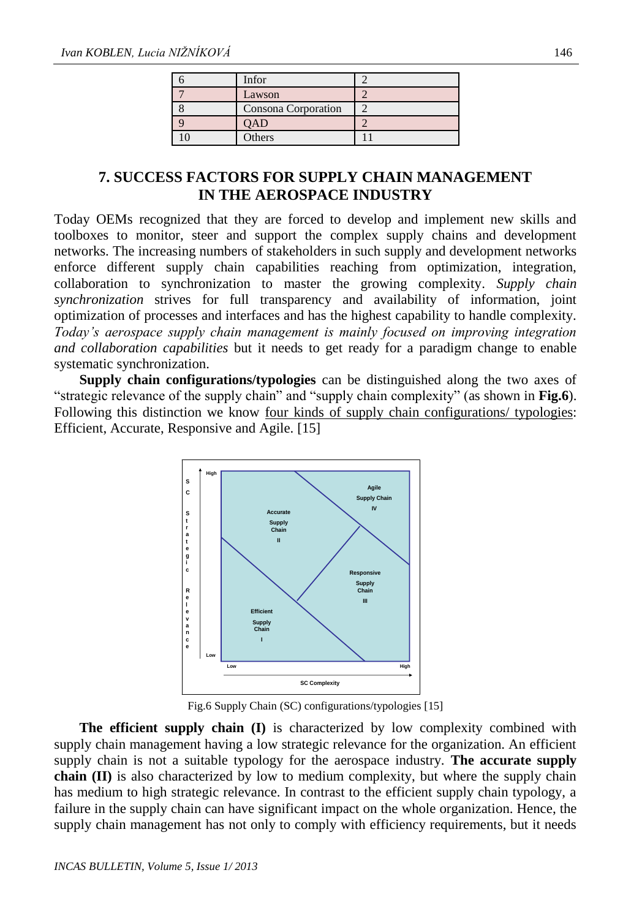| 6 | Infor | 2 |
|---|---|---|
| 7 | Lawson | 2 |
| 8 | Consona Corporation | 2 |
| 9 | QAD | 2 |
| 10 | Others | 11 |

## 7. SUCCESS FACTORS FOR SUPPLY CHAIN MANAGEMENT IN THE AEROSPACE INDUSTRY

Today OEMs recognized that they are forced to develop and implement new skills and toolboxes to monitor, steer and support the complex supply chains and development networks. The increasing numbers of stakeholders in such supply and development networks enforce different supply chain capabilities reaching from optimization, integration, collaboration to synchronization to master the growing complexity. *Supply chain synchronization* strives for full transparency and availability of information, joint optimization of processes and interfaces and has the highest capability to handle complexity. *Today's aerospace supply chain management is mainly focused on improving integration and collaboration capabilities* but it needs to get ready for a paradigm change to enable systematic synchronization.

**Supply chain configurations/typologies** can be distinguished along the two axes of "strategic relevance of the supply chain" and "supply chain complexity" (as shown in **Fig.6**). Following this distinction we know four kinds of supply chain configurations/ typologies: Efficient, Accurate, Responsive and Agile. [15]

Fig.6 Supply Chain (SC) configurations/typologies [15]

**The efficient supply chain (I)** is characterized by low complexity combined with supply chain management having a low strategic relevance for the organization. An efficient supply chain is not a suitable typology for the aerospace industry. **The accurate supply chain (II)** is also characterized by low to medium complexity, but where the supply chain has medium to high strategic relevance. In contrast to the efficient supply chain typology, a failure in the supply chain can have significant impact on the whole organization. Hence, the supply chain management has not only to comply with efficiency requirements, but it needs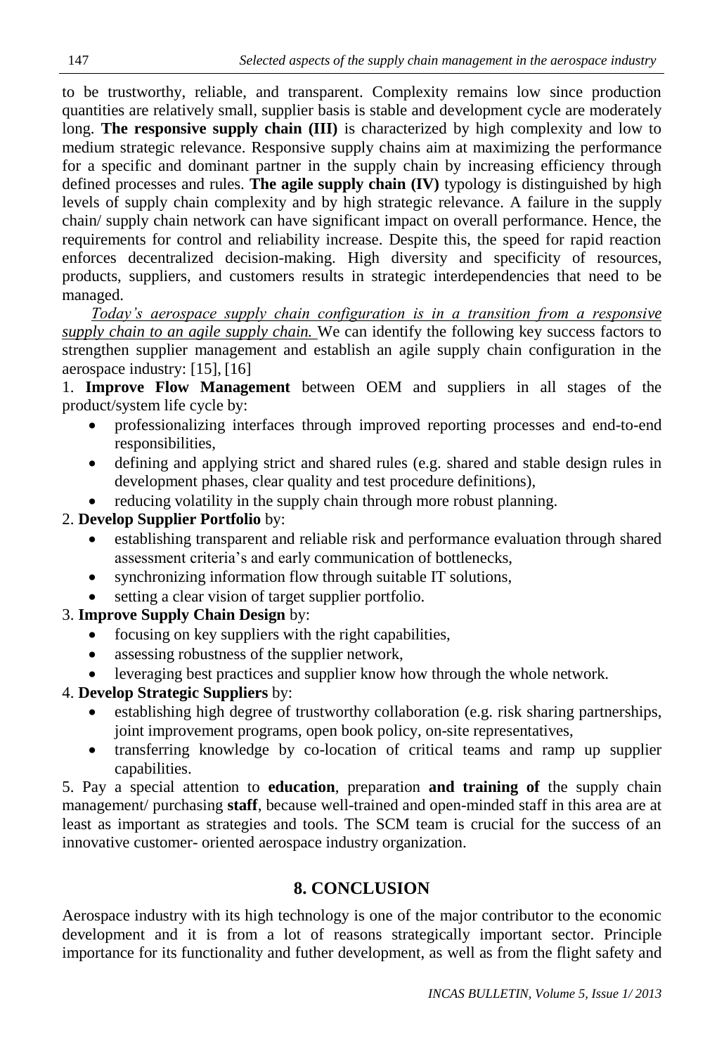to be trustworthy, reliable, and transparent. Complexity remains low since production quantities are relatively small, supplier basis is stable and development cycle are moderately long. **The responsive supply chain (III)** is characterized by high complexity and low to medium strategic relevance. Responsive supply chains aim at maximizing the performance for a specific and dominant partner in the supply chain by increasing efficiency through defined processes and rules. **The agile supply chain (IV)** typology is distinguished by high levels of supply chain complexity and by high strategic relevance. A failure in the supply chain/ supply chain network can have significant impact on overall performance. Hence, the requirements for control and reliability increase. Despite this, the speed for rapid reaction enforces decentralized decision-making. High diversity and specificity of resources, products, suppliers, and customers results in strategic interdependencies that need to be managed.

*Today's aerospace supply chain configuration is in a transition from a responsive supply chain to an agile supply chain.* We can identify the following key success factors to strengthen supplier management and establish an agile supply chain configuration in the aerospace industry: [15], [16]

1. **Improve Flow Management** between OEM and suppliers in all stages of the product/system life cycle by:
   - professionalizing interfaces through improved reporting processes and end-to-end responsibilities,
   - defining and applying strict and shared rules (e.g. shared and stable design rules in development phases, clear quality and test procedure definitions),
   - reducing volatility in the supply chain through more robust planning.
2. **Develop Supplier Portfolio** by:
   - establishing transparent and reliable risk and performance evaluation through shared assessment criteria's and early communication of bottlenecks,
   - synchronizing information flow through suitable IT solutions,
   - setting a clear vision of target supplier portfolio.
3. **Improve Supply Chain Design** by:
   - focusing on key suppliers with the right capabilities,
   - assessing robustness of the supplier network,
   - leveraging best practices and supplier know how through the whole network.
4. **Develop Strategic Suppliers** by:
   - establishing high degree of trustworthy collaboration (e.g. risk sharing partnerships, joint improvement programs, open book policy, on-site representatives,
   - transferring knowledge by co-location of critical teams and ramp up supplier capabilities.
5. Pay a special attention to **education**, preparation **and training of** the supply chain management/ purchasing **staff**, because well-trained and open-minded staff in this area are at least as important as strategies and tools. The SCM team is crucial for the success of an innovative customer- oriented aerospace industry organization.

## 8. CONCLUSION

Aerospace industry with its high technology is one of the major contributor to the economic development and it is from a lot of reasons strategically important sector. Principle importance for its functionality and futher development, as well as from the flight safety and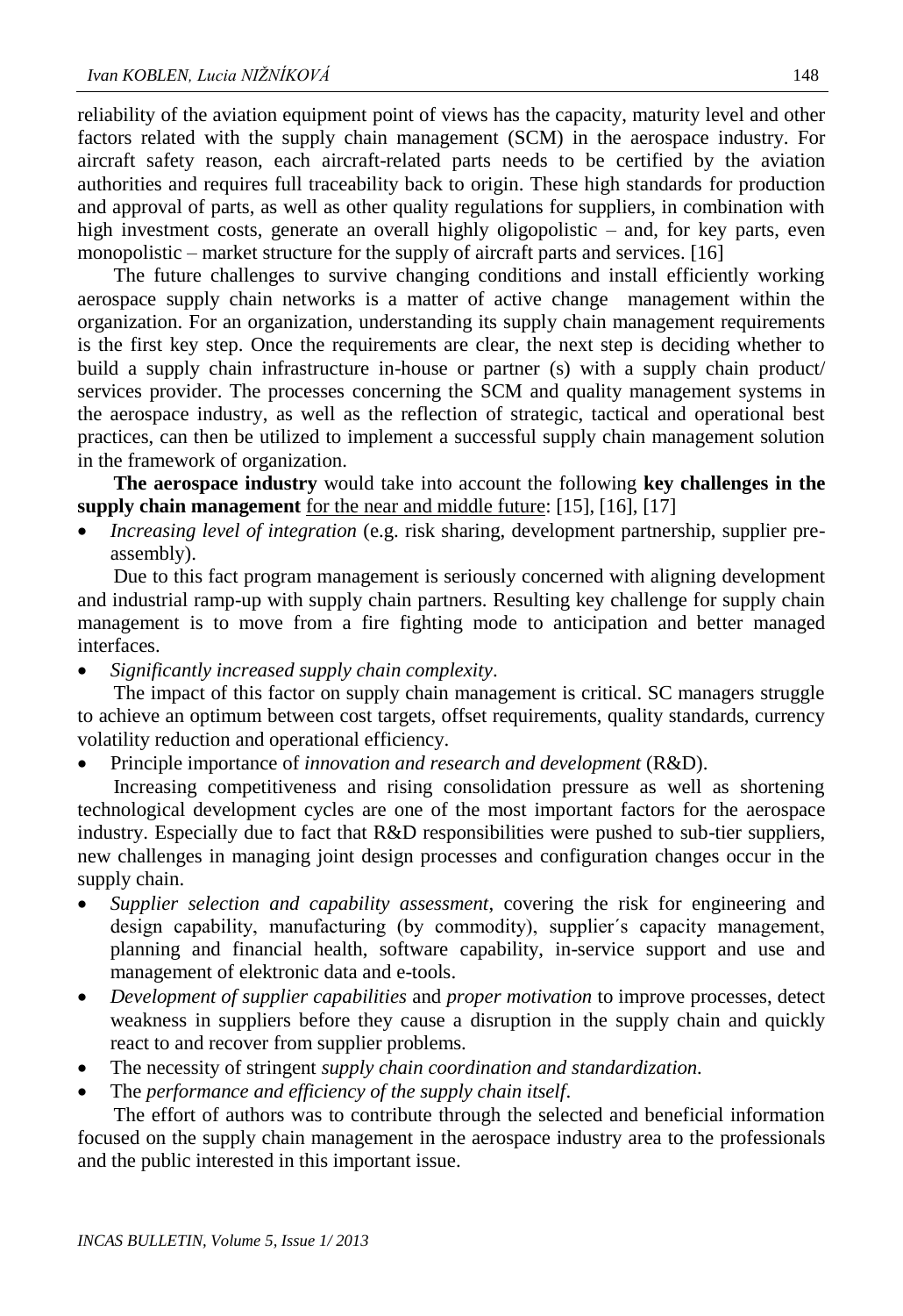reliability of the aviation equipment point of views has the capacity, maturity level and other factors related with the supply chain management (SCM) in the aerospace industry. For aircraft safety reason, each aircraft-related parts needs to be certified by the aviation authorities and requires full traceability back to origin. These high standards for production and approval of parts, as well as other quality regulations for suppliers, in combination with high investment costs, generate an overall highly oligopolistic – and, for key parts, even monopolistic – market structure for the supply of aircraft parts and services. [16]

The future challenges to survive changing conditions and install efficiently working aerospace supply chain networks is a matter of active change management within the organization. For an organization, understanding its supply chain management requirements is the first key step. Once the requirements are clear, the next step is deciding whether to build a supply chain infrastructure in-house or partner (s) with a supply chain product/ services provider. The processes concerning the SCM and quality management systems in the aerospace industry, as well as the reflection of strategic, tactical and operational best practices, can then be utilized to implement a successful supply chain management solution in the framework of organization.

**The aerospace industry** would take into account the following **key challenges in the supply chain management** <u>for the near and middle future</u>: [15], [16], [17]

- *Increasing level of integration* (e.g. risk sharing, development partnership, supplier pre-assembly).

  Due to this fact program management is seriously concerned with aligning development and industrial ramp-up with supply chain partners. Resulting key challenge for supply chain management is to move from a fire fighting mode to anticipation and better managed interfaces.

- *Significantly increased supply chain complexity*.

  The impact of this factor on supply chain management is critical. SC managers struggle to achieve an optimum between cost targets, offset requirements, quality standards, currency volatility reduction and operational efficiency.

- Principle importance of *innovation and research and development* (R&D).

  Increasing competitiveness and rising consolidation pressure as well as shortening technological development cycles are one of the most important factors for the aerospace industry. Especially due to fact that R&D responsibilities were pushed to sub-tier suppliers, new challenges in managing joint design processes and configuration changes occur in the supply chain.

- *Supplier selection and capability assessment*, covering the risk for engineering and design capability, manufacturing (by commodity), supplier´s capacity management, planning and financial health, software capability, in-service support and use and management of elektronic data and e-tools.
- *Development of supplier capabilities* and *proper motivation* to improve processes, detect weakness in suppliers before they cause a disruption in the supply chain and quickly react to and recover from supplier problems.
- The necessity of stringent *supply chain coordination and standardization.*
- The *performance and efficiency of the supply chain itself*.

  The effort of authors was to contribute through the selected and beneficial information focused on the supply chain management in the aerospace industry area to the professionals and the public interested in this important issue.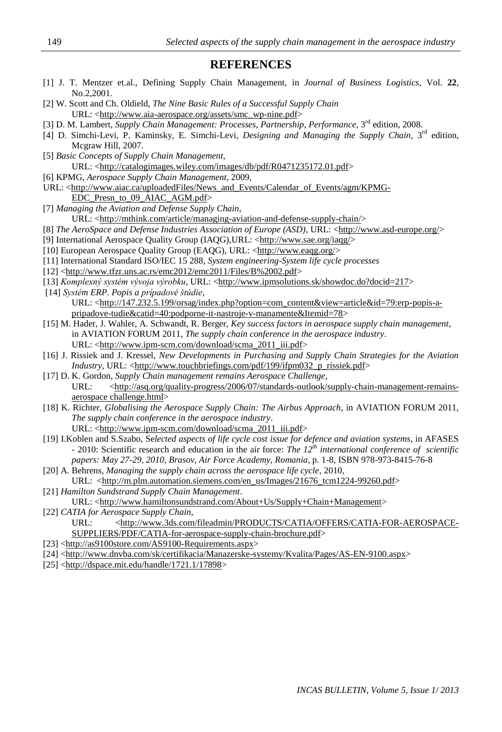## REFERENCES

[1] J. T. Mentzer et.al., Defining Supply Chain Management, in *Journal of Business Logistics*, Vol. **22**, No.2,2001.

[2] W. Scott and Ch. Oldield, *The Nine Basic Rules of a Successful Supply Chain* URL: <http://www.aia-aerospace.org/assets/smc_wp-nine.pdf>

[3] D. M. Lambert, *Supply Chain Management: Processes, Partnership, Performance*, 3rd edition, 2008.

[4] D. Simchi-Levi, P. Kaminsky, E. Simchi-Levi, *Designing and Managing the Supply Chain*, 3rd edition, Mcgraw Hill, 2007.

[5] *Basic Concepts of Supply Chain Management*, URL: <http://catalogimages.wiley.com/images/db/pdf/R0471235172.01.pdf>

[6] KPMG, *Aerospace Supply Chain Management*, 2009, URL: <http://www.aiac.ca/uploadedFiles/News_and_Events/Calendar_of_Events/agm/KPMG-EDC_Presn_to_09_AIAC_AGM.pdf>

[7] *Managing the Aviation and Defense Supply Chain*, URL: <http://mthink.com/article/managing-aviation-and-defense-supply-chain/>

[8] *The AeroSpace and Defense Industries Association of Europe (ASD)*, URL: <http://www.asd-europe.org/>

[9] International Aerospace Quality Group (IAQG),URL: <http://www.sae.org/iaqg/>

[10] European Aerospace Quality Group (EAQG), URL: <http://www.eaqg.org/>

[11] International Standard ISO/IEC 15 288, *System engineering-System life cycle processes*

[12] <http://www.tfzr.uns.ac.rs/emc2012/emc2011/Files/B%2002.pdf>

[13] *Komplexný systém vývoja výrobku*, URL: <http://www.ipmsolutions.sk/showdoc.do?docid=217>

[14] *Systém ERP. Popis a prípadové štúdie*, URL: <http://147.232.5.199/orsag/index.php?option=com_content&view=article&id=79:erp-popis-a-pripadove-tudie&catid=40:podporne-it-nastroje-v-manamente&Itemid=78>

[15] M. Hader, J. Wahler, A. Schwandt, R. Berger, *Key success factors in aerospace supply chain management*, in AVIATION FORUM 2011, *The supply chain conference in the aerospace industry*. URL: <http://www.ipm-scm.com/download/scma_2011_iii.pdf>

[16] J. Rissiek and J. Kressel, *New Developments in Purchasing and Supply Chain Strategies for the Aviation Industry*, URL: <http://www.touchbriefings.com/pdf/199/ifpm032_p_rissiek.pdf>

[17] D. K. Gordon, *Supply Chain management remains Aerospace Challenge*, URL: <http://asq.org/quality-progress/2006/07/standards-outlook/supply-chain-management-remains-aerospace challenge.html>

[18] K. Richter, *Globalising the Aerospace Supply Chain: The Airbus Approach*, in AVIATION FORUM 2011, *The supply chain conference in the aerospace industry*. URL: <http://www.ipm-scm.com/download/scma_2011_iii.pdf>

[19] I.Koblen and S.Szabo, S*elected aspects of life cycle cost issue for defence and aviation systems*, in AFASES - 2010: Scientific research and education in the air force: *The 12th international conference of scientific papers: May 27-29, 2010, Brasov, Air Force Academy, Romania*, p. 1-8, ISBN 978-973-8415-76-8

[20] A. Behrens, *Managing the supply chain across the aerospace life cycle*, 2010, URL: <http://m.plm.automation.siemens.com/en_us/Images/21676_tcm1224-99260.pdf>

[21] *Hamilton Sundstrand Supply Chain Management*. URL: <http://www.hamiltonsundstrand.com/About+Us/Supply+Chain+Management>

[22] *CATIA for Aerospace Supply Chain*, URL: <http://www.3ds.com/fileadmin/PRODUCTS/CATIA/OFFERS/CATIA-FOR-AEROSPACE-SUPPLIERS/PDF/CATIA-for-aerospace-supply-chain-brochure.pdf>

[23] <http://as9100store.com/AS9100-Requirements.aspx>

[24] <http://www.dnvba.com/sk/certifikacia/Manazerske-systemy/Kvalita/Pages/AS-EN-9100.aspx>

[25] <http://dspace.mit.edu/handle/1721.1/17898>